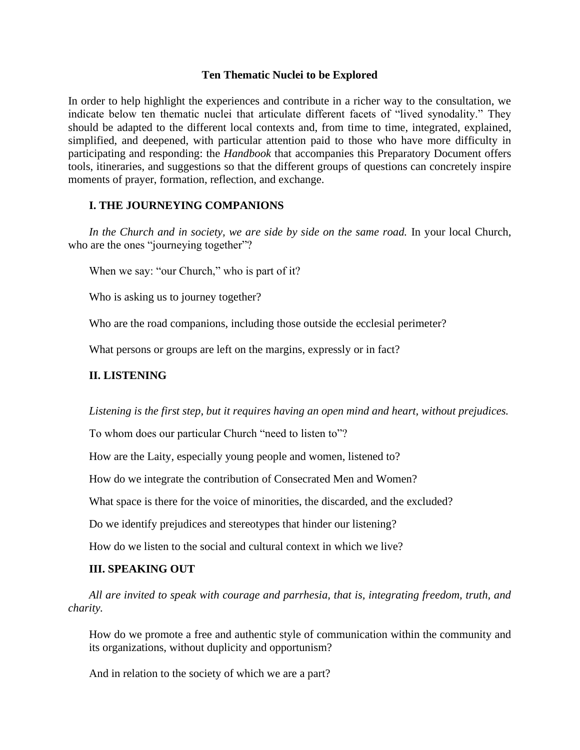# Ten Thematic Nuclei to be Explored

In order to help highlight the experiences and contribute in a richer way to the consultation, we indicate below ten thematic nuclei that articulate different facets of "lived synodality." They should be adapted to the different local contexts and, from time to time, integrated, explained, simplified, and deepened, with particular attention paid to those who have more difficulty in participating and responding: the *Handbook* that accompanies this Preparatory Document offers tools, itineraries, and suggestions so that the different groups of questions can concretely inspire moments of prayer, formation, reflection, and exchange.

## I. THE JOURNEYING COMPANIONS

*In the Church and in society, we are side by side on the same road.* In your local Church, who are the ones "journeying together"?

When we say: "our Church," who is part of it?

Who is asking us to journey together?

Who are the road companions, including those outside the ecclesial perimeter?

What persons or groups are left on the margins, expressly or in fact?

## II. LISTENING

*Listening is the first step, but it requires having an open mind and heart, without prejudices.*

To whom does our particular Church "need to listen to"?

How are the Laity, especially young people and women, listened to?

How do we integrate the contribution of Consecrated Men and Women?

What space is there for the voice of minorities, the discarded, and the excluded?

Do we identify prejudices and stereotypes that hinder our listening?

How do we listen to the social and cultural context in which we live?

## III. SPEAKING OUT

*All are invited to speak with courage and parrhesia, that is, integrating freedom, truth, and charity.*

How do we promote a free and authentic style of communication within the community and its organizations, without duplicity and opportunism?

And in relation to the society of which we are a part?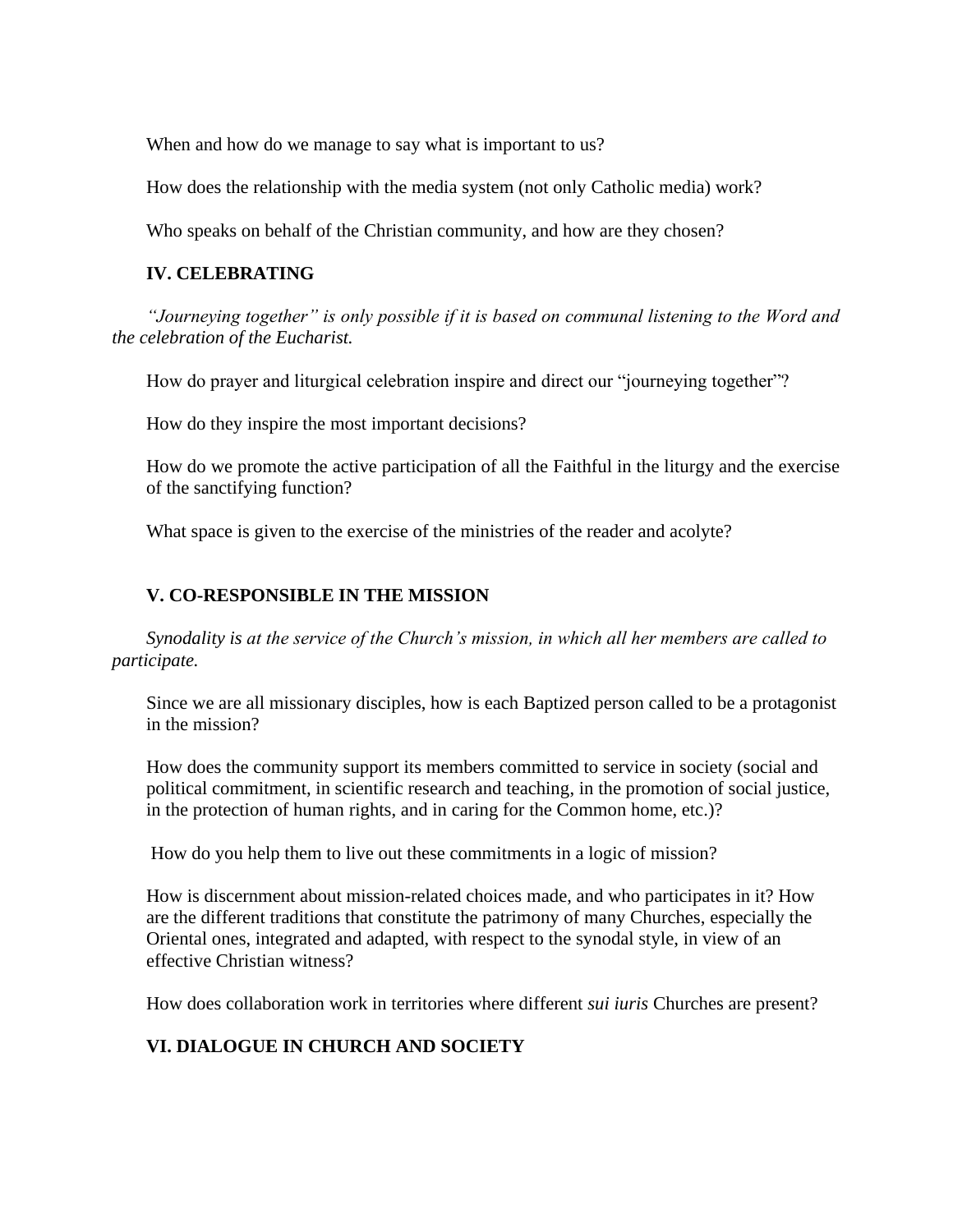When and how do we manage to say what is important to us?

How does the relationship with the media system (not only Catholic media) work?

Who speaks on behalf of the Christian community, and how are they chosen?

## IV. CELEBRATING

*"Journeying together" is only possible if it is based on communal listening to the Word and the celebration of the Eucharist.*

How do prayer and liturgical celebration inspire and direct our "journeying together"?

How do they inspire the most important decisions?

How do we promote the active participation of all the Faithful in the liturgy and the exercise of the sanctifying function?

What space is given to the exercise of the ministries of the reader and acolyte?

## V. CO-RESPONSIBLE IN THE MISSION

*Synodality is at the service of the Church's mission, in which all her members are called to participate.*

Since we are all missionary disciples, how is each Baptized person called to be a protagonist in the mission?

How does the community support its members committed to service in society (social and political commitment, in scientific research and teaching, in the promotion of social justice, in the protection of human rights, and in caring for the Common home, etc.)?

How do you help them to live out these commitments in a logic of mission?

How is discernment about mission-related choices made, and who participates in it? How are the different traditions that constitute the patrimony of many Churches, especially the Oriental ones, integrated and adapted, with respect to the synodal style, in view of an effective Christian witness?

How does collaboration work in territories where different *sui iuris* Churches are present?

## VI. DIALOGUE IN CHURCH AND SOCIETY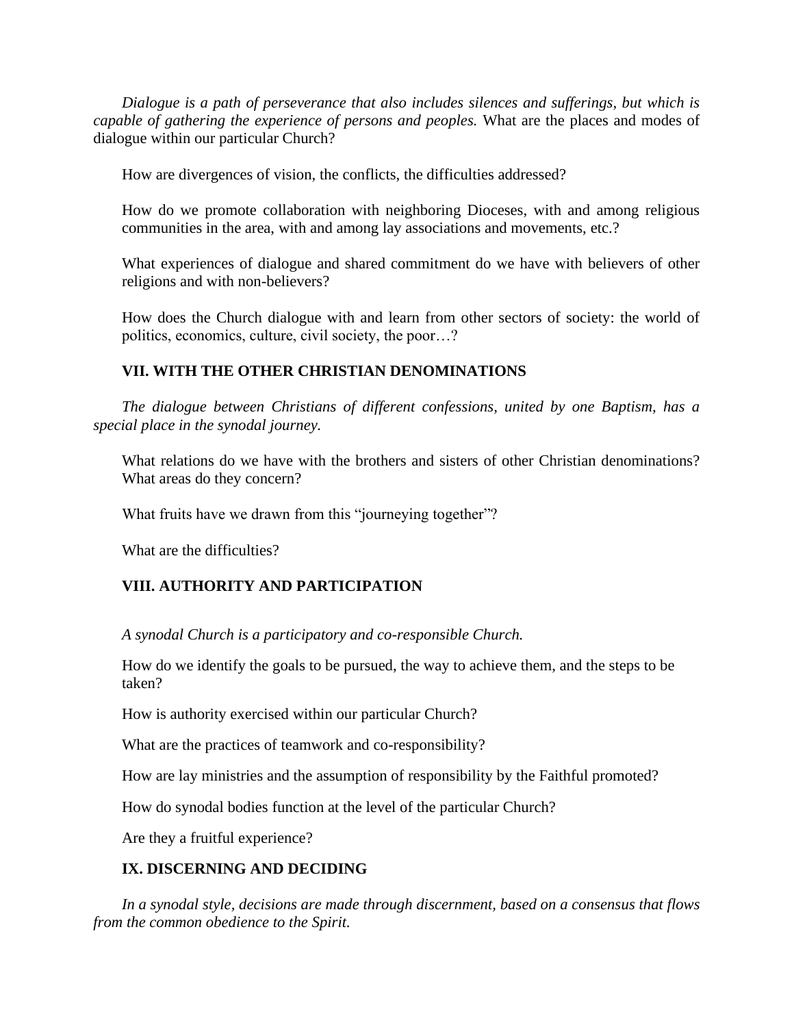*Dialogue is a path of perseverance that also includes silences and sufferings, but which is capable of gathering the experience of persons and peoples.* What are the places and modes of dialogue within our particular Church?

How are divergences of vision, the conflicts, the difficulties addressed?

How do we promote collaboration with neighboring Dioceses, with and among religious communities in the area, with and among lay associations and movements, etc.?

What experiences of dialogue and shared commitment do we have with believers of other religions and with non-believers?

How does the Church dialogue with and learn from other sectors of society: the world of politics, economics, culture, civil society, the poor…?

## VII. WITH THE OTHER CHRISTIAN DENOMINATIONS

*The dialogue between Christians of different confessions, united by one Baptism, has a special place in the synodal journey.*

What relations do we have with the brothers and sisters of other Christian denominations? What areas do they concern?

What fruits have we drawn from this "journeying together"?

What are the difficulties?

## VIII. AUTHORITY AND PARTICIPATION

*A synodal Church is a participatory and co-responsible Church.*

How do we identify the goals to be pursued, the way to achieve them, and the steps to be taken?

How is authority exercised within our particular Church?

What are the practices of teamwork and co-responsibility?

How are lay ministries and the assumption of responsibility by the Faithful promoted?

How do synodal bodies function at the level of the particular Church?

Are they a fruitful experience?

## IX. DISCERNING AND DECIDING

*In a synodal style, decisions are made through discernment, based on a consensus that flows from the common obedience to the Spirit.*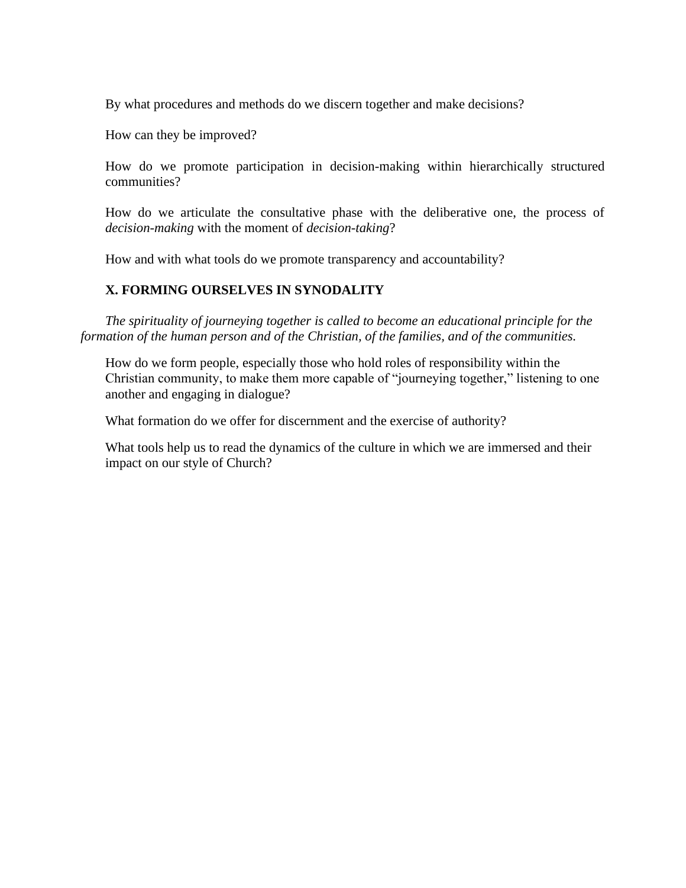By what procedures and methods do we discern together and make decisions?

How can they be improved?

How do we promote participation in decision-making within hierarchically structured communities?

How do we articulate the consultative phase with the deliberative one, the process of *decision-making* with the moment of *decision-taking*?

How and with what tools do we promote transparency and accountability?

## X. FORMING OURSELVES IN SYNODALITY

*The spirituality of journeying together is called to become an educational principle for the formation of the human person and of the Christian, of the families, and of the communities.*

How do we form people, especially those who hold roles of responsibility within the Christian community, to make them more capable of "journeying together," listening to one another and engaging in dialogue?

What formation do we offer for discernment and the exercise of authority?

What tools help us to read the dynamics of the culture in which we are immersed and their impact on our style of Church?